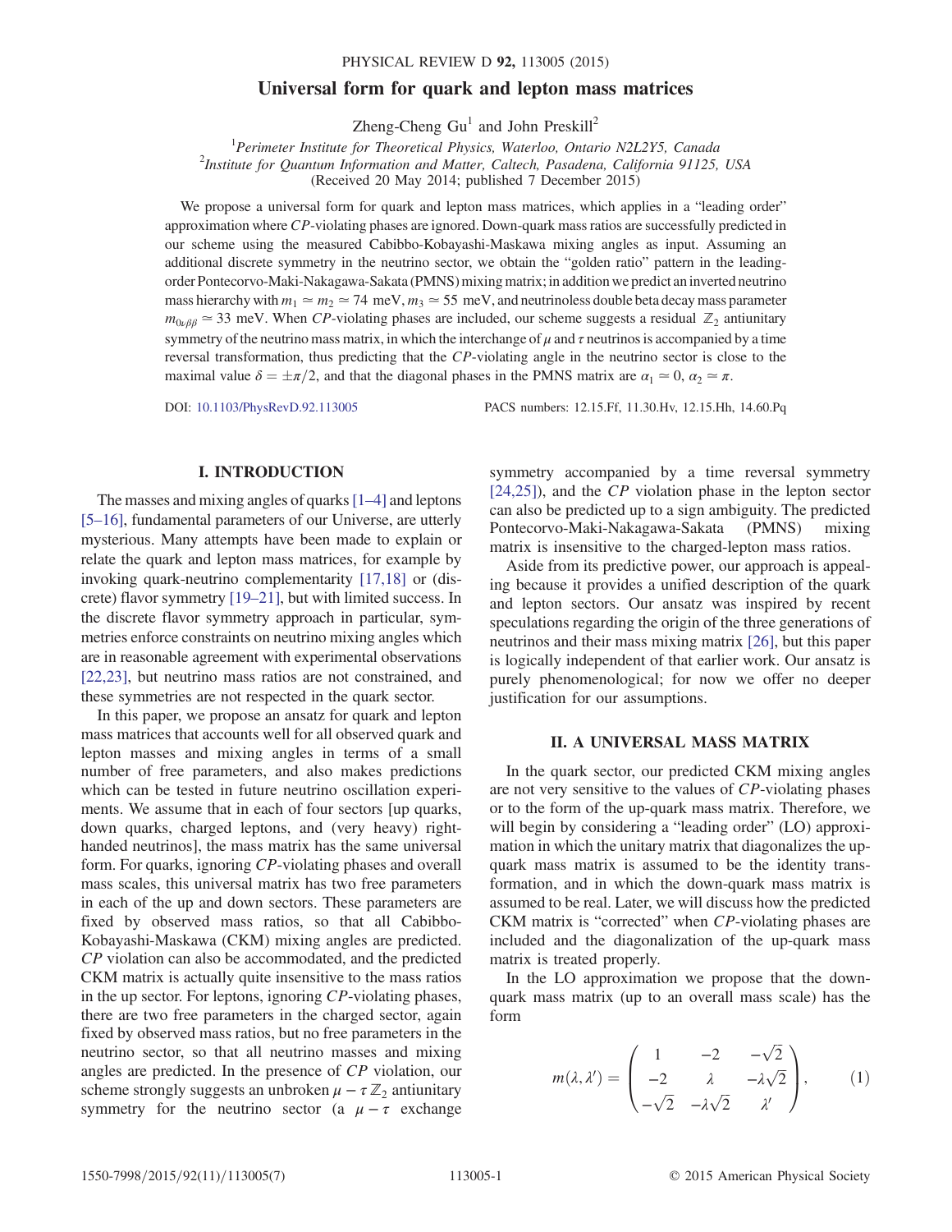# Universal form for quark and lepton mass matrices

Zheng-Cheng Gu[1] and John Preskill[2]

[1]Perimeter Institute for Theoretical Physics, Waterloo, Ontario N2L2Y5, Canada
[2]Institute for Quantum Information and Matter, Caltech, Pasadena, California 91125, USA
(Received 20 May 2014; published 7 December 2015)

We propose a universal form for quark and lepton mass matrices, which applies in a "leading order" approximation where *CP*-violating phases are ignored. Down-quark mass ratios are successfully predicted in our scheme using the measured Cabibbo-Kobayashi-Maskawa mixing angles as input. Assuming an additional discrete symmetry in the neutrino sector, we obtain the "golden ratio" pattern in the leading-order Pontecorvo-Maki-Nakagawa-Sakata (PMNS) mixing matrix; in addition we predict an inverted neutrino mass hierarchy with $m_1 \simeq m_2 \simeq 74$ meV, $m_3 \simeq 55$ meV, and neutrinoless double beta decay mass parameter $m_{0\nu\beta\beta} \simeq 33$ meV. When *CP*-violating phases are included, our scheme suggests a residual $\mathbb{Z}_2$ antiunitary symmetry of the neutrino mass matrix, in which the interchange of $\mu$ and $\tau$ neutrinos is accompanied by a time reversal transformation, thus predicting that the *CP*-violating angle in the neutrino sector is close to the maximal value $\delta = \pm\pi/2$, and that the diagonal phases in the PMNS matrix are $\alpha_1 \simeq 0$, $\alpha_2 \simeq \pi$.

DOI: 10.1103/PhysRevD.92.113005 PACS numbers: 12.15.Ff, 11.30.Hv, 12.15.Hh, 14.60.Pq

## I. INTRODUCTION

The masses and mixing angles of quarks [1–4] and leptons [5–16], fundamental parameters of our Universe, are utterly mysterious. Many attempts have been made to explain or relate the quark and lepton mass matrices, for example by invoking quark-neutrino complementarity [17,18] or (discrete) flavor symmetry [19–21], but with limited success. In the discrete flavor symmetry approach in particular, symmetries enforce constraints on neutrino mixing angles which are in reasonable agreement with experimental observations [22,23], but neutrino mass ratios are not constrained, and these symmetries are not respected in the quark sector.

In this paper, we propose an ansatz for quark and lepton mass matrices that accounts well for all observed quark and lepton masses and mixing angles in terms of a small number of free parameters, and also makes predictions which can be tested in future neutrino oscillation experiments. We assume that in each of four sectors [up quarks, down quarks, charged leptons, and (very heavy) right-handed neutrinos], the mass matrix has the same universal form. For quarks, ignoring *CP*-violating phases and overall mass scales, this universal matrix has two free parameters in each of the up and down sectors. These parameters are fixed by observed mass ratios, so that all Cabibbo-Kobayashi-Maskawa (CKM) mixing angles are predicted. *CP* violation can also be accommodated, and the predicted CKM matrix is actually quite insensitive to the mass ratios in the up sector. For leptons, ignoring *CP*-violating phases, there are two free parameters in the charged sector, again fixed by observed mass ratios, but no free parameters in the neutrino sector, so that all neutrino masses and mixing angles are predicted. In the presence of *CP* violation, our scheme strongly suggests an unbroken $\mu - \tau\,\mathbb{Z}_2$ antiunitary symmetry for the neutrino sector (a $\mu - \tau$ exchange symmetry accompanied by a time reversal symmetry [24,25]), and the *CP* violation phase in the lepton sector can also be predicted up to a sign ambiguity. The predicted Pontecorvo-Maki-Nakagawa-Sakata (PMNS) mixing matrix is insensitive to the charged-lepton mass ratios.

Aside from its predictive power, our approach is appealing because it provides a unified description of the quark and lepton sectors. Our ansatz was inspired by recent speculations regarding the origin of the three generations of neutrinos and their mass mixing matrix [26], but this paper is logically independent of that earlier work. Our ansatz is purely phenomenological; for now we offer no deeper justification for our assumptions.

## II. A UNIVERSAL MASS MATRIX

In the quark sector, our predicted CKM mixing angles are not very sensitive to the values of *CP*-violating phases or to the form of the up-quark mass matrix. Therefore, we will begin by considering a "leading order" (LO) approximation in which the unitary matrix that diagonalizes the up-quark mass matrix is assumed to be the identity transformation, and in which the down-quark mass matrix is assumed to be real. Later, we will discuss how the predicted CKM matrix is "corrected" when *CP*-violating phases are included and the diagonalization of the up-quark mass matrix is treated properly.

In the LO approximation we propose that the down-quark mass matrix (up to an overall mass scale) has the form

$$m(\lambda, \lambda') = \begin{pmatrix} 1 & -2 & -\sqrt{2} \\ -2 & \lambda & -\lambda\sqrt{2} \\ -\sqrt{2} & -\lambda\sqrt{2} & \lambda' \end{pmatrix}, \qquad (1)$$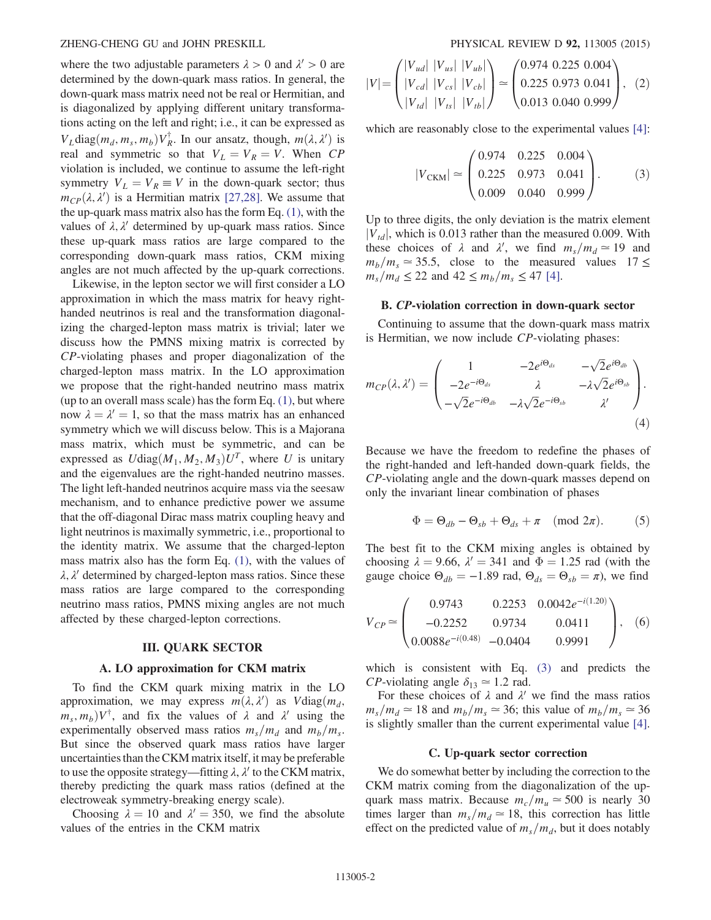where the two adjustable parameters $\lambda > 0$ and $\lambda' > 0$ are determined by the down-quark mass ratios. In general, the down-quark mass matrix need not be real or Hermitian, and is diagonalized by applying different unitary transformations acting on the left and right; i.e., it can be expressed as $V_L \mathrm{diag}(m_d, m_s, m_b) V_R^\dagger$. In our ansatz, though, $m(\lambda, \lambda')$ is real and symmetric so that $V_L = V_R = V$. When $CP$ violation is included, we continue to assume the left-right symmetry $V_L = V_R \equiv V$ in the down-quark sector; thus $m_{CP}(\lambda, \lambda')$ is a Hermitian matrix [27,28]. We assume that the up-quark mass matrix also has the form Eq. (1), with the values of $\lambda, \lambda'$ determined by up-quark mass ratios. Since these up-quark mass ratios are large compared to the corresponding down-quark mass ratios, CKM mixing angles are not much affected by the up-quark corrections.

Likewise, in the lepton sector we will first consider a LO approximation in which the mass matrix for heavy right-handed neutrinos is real and the transformation diagonalizing the charged-lepton mass matrix is trivial; later we discuss how the PMNS mixing matrix is corrected by $CP$-violating phases and proper diagonalization of the charged-lepton mass matrix. In the LO approximation we propose that the right-handed neutrino mass matrix (up to an overall mass scale) has the form Eq. (1), but where now $\lambda = \lambda' = 1$, so that the mass matrix has an enhanced symmetry which we will discuss below. This is a Majorana mass matrix, which must be symmetric, and can be expressed as $U \mathrm{diag}(M_1, M_2, M_3) U^T$, where $U$ is unitary and the eigenvalues are the right-handed neutrino masses. The light left-handed neutrinos acquire mass via the seesaw mechanism, and to enhance predictive power we assume that the off-diagonal Dirac mass matrix coupling heavy and light neutrinos is maximally symmetric, i.e., proportional to the identity matrix. We assume that the charged-lepton mass matrix also has the form Eq. (1), with the values of $\lambda, \lambda'$ determined by charged-lepton mass ratios. Since these mass ratios are large compared to the corresponding neutrino mass ratios, PMNS mixing angles are not much affected by these charged-lepton corrections.

## III. QUARK SECTOR

### A. LO approximation for CKM matrix

To find the CKM quark mixing matrix in the LO approximation, we may express $m(\lambda, \lambda')$ as $V \mathrm{diag}(m_d, m_s, m_b) V^\dagger$, and fix the values of $\lambda$ and $\lambda'$ using the experimentally observed mass ratios $m_s/m_d$ and $m_b/m_s$. But since the observed quark mass ratios have larger uncertainties than the CKM matrix itself, it may be preferable to use the opposite strategy—fitting $\lambda, \lambda'$ to the CKM matrix, thereby predicting the quark mass ratios (defined at the electroweak symmetry-breaking energy scale).

Choosing $\lambda = 10$ and $\lambda' = 350$, we find the absolute values of the entries in the CKM matrix

$$|V| = \begin{pmatrix} |V_{ud}| & |V_{us}| & |V_{ub}| \\ |V_{cd}| & |V_{cs}| & |V_{cb}| \\ |V_{td}| & |V_{ts}| & |V_{tb}| \end{pmatrix} \simeq \begin{pmatrix} 0.974 & 0.225 & 0.004 \\ 0.225 & 0.973 & 0.041 \\ 0.013 & 0.040 & 0.999 \end{pmatrix}, \quad (2)$$

which are reasonably close to the experimental values [4]:

$$|V_{\mathrm{CKM}}| \simeq \begin{pmatrix} 0.974 & 0.225 & 0.004 \\ 0.225 & 0.973 & 0.041 \\ 0.009 & 0.040 & 0.999 \end{pmatrix}. \quad (3)$$

Up to three digits, the only deviation is the matrix element $|V_{td}|$, which is 0.013 rather than the measured 0.009. With these choices of $\lambda$ and $\lambda'$, we find $m_s/m_d \simeq 19$ and $m_b/m_s \simeq 35.5$, close to the measured values $17 \le m_s/m_d \le 22$ and $42 \le m_b/m_s \le 47$ [4].

### B. $CP$-violation correction in down-quark sector

Continuing to assume that the down-quark mass matrix is Hermitian, we now include $CP$-violating phases:

$$m_{CP}(\lambda, \lambda') = \begin{pmatrix} 1 & -2e^{i\Theta_{ds}} & -\sqrt{2}e^{i\Theta_{db}} \\ -2e^{-i\Theta_{ds}} & \lambda & -\lambda\sqrt{2}e^{i\Theta_{sb}} \\ -\sqrt{2}e^{-i\Theta_{db}} & -\lambda\sqrt{2}e^{-i\Theta_{sb}} & \lambda' \end{pmatrix}. \quad (4)$$

Because we have the freedom to redefine the phases of the right-handed and left-handed down-quark fields, the $CP$-violating angle and the down-quark masses depend on only the invariant linear combination of phases

$$\Phi = \Theta_{db} - \Theta_{sb} + \Theta_{ds} + \pi \pmod{2\pi}. \quad (5)$$

The best fit to the CKM mixing angles is obtained by choosing $\lambda = 9.66$, $\lambda' = 341$ and $\Phi = 1.25$ rad (with the gauge choice $\Theta_{db} = -1.89$ rad, $\Theta_{ds} = \Theta_{sb} = \pi$), we find

$$V_{CP} \simeq \begin{pmatrix} 0.9743 & 0.2253 & 0.0042e^{-i(1.20)} \\ -0.2252 & 0.9734 & 0.0411 \\ 0.0088e^{-i(0.48)} & -0.0404 & 0.9991 \end{pmatrix}, \quad (6)$$

which is consistent with Eq. (3) and predicts the $CP$-violating angle $\delta_{13} \simeq 1.2$ rad.

For these choices of $\lambda$ and $\lambda'$ we find the mass ratios $m_s/m_d \simeq 18$ and $m_b/m_s \simeq 36$; this value of $m_b/m_s \simeq 36$ is slightly smaller than the current experimental value [4].

### C. Up-quark sector correction

We do somewhat better by including the correction to the CKM matrix coming from the diagonalization of the up-quark mass matrix. Because $m_c/m_u \simeq 500$ is nearly 30 times larger than $m_s/m_d \simeq 18$, this correction has little effect on the predicted value of $m_s/m_d$, but it does notably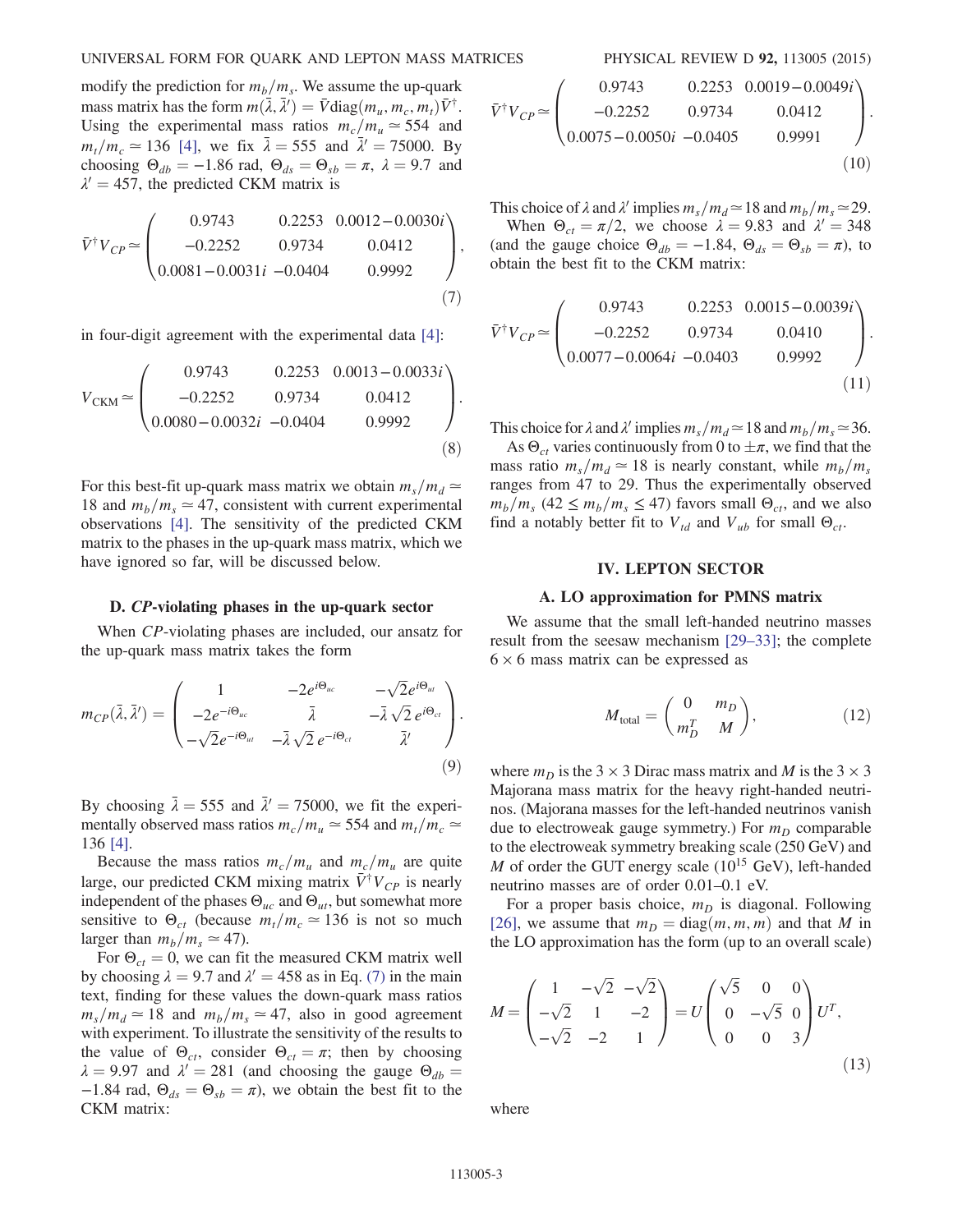modify the prediction for $m_b/m_s$. We assume the up-quark mass matrix has the form $m(\bar{\lambda}, \bar{\lambda}') = \bar{V}\mathrm{diag}(m_u, m_c, m_t)\bar{V}^\dagger$. Using the experimental mass ratios $m_c/m_u \simeq 554$ and $m_t/m_c \simeq 136$ [4], we fix $\bar{\lambda} = 555$ and $\bar{\lambda}' = 75000$. By choosing $\Theta_{db} = -1.86$ rad, $\Theta_{ds} = \Theta_{sb} = \pi$, $\lambda = 9.7$ and $\lambda' = 457$, the predicted CKM matrix is

$$\bar{V}^\dagger V_{CP} \simeq \begin{pmatrix} 0.9743 & 0.2253 & 0.0012-0.0030i \\ -0.2252 & 0.9734 & 0.0412 \\ 0.0081-0.0031i & -0.0404 & 0.9992 \end{pmatrix}, \quad (7)$$

in four-digit agreement with the experimental data [4]:

$$V_{\mathrm{CKM}} \simeq \begin{pmatrix} 0.9743 & 0.2253 & 0.0013-0.0033i \\ -0.2252 & 0.9734 & 0.0412 \\ 0.0080-0.0032i & -0.0404 & 0.9992 \end{pmatrix}. \quad (8)$$

For this best-fit up-quark mass matrix we obtain $m_s/m_d \simeq 18$ and $m_b/m_s \simeq 47$, consistent with current experimental observations [4]. The sensitivity of the predicted CKM matrix to the phases in the up-quark mass matrix, which we have ignored so far, will be discussed below.

### D. *CP*-violating phases in the up-quark sector

When *CP*-violating phases are included, our ansatz for the up-quark mass matrix takes the form

$$m_{CP}(\bar{\lambda}, \bar{\lambda}') = \begin{pmatrix} 1 & -2e^{i\Theta_{uc}} & -\sqrt{2}e^{i\Theta_{ut}} \\ -2e^{-i\Theta_{uc}} & \bar{\lambda} & -\bar{\lambda}\sqrt{2}\,e^{i\Theta_{ct}} \\ -\sqrt{2}e^{-i\Theta_{ut}} & -\bar{\lambda}\sqrt{2}\,e^{-i\Theta_{ct}} & \bar{\lambda}' \end{pmatrix}. \quad (9)$$

By choosing $\bar{\lambda} = 555$ and $\bar{\lambda}' = 75000$, we fit the experimentally observed mass ratios $m_c/m_u \simeq 554$ and $m_t/m_c \simeq 136$ [4].

Because the mass ratios $m_c/m_u$ and $m_c/m_u$ are quite large, our predicted CKM mixing matrix $\bar{V}^\dagger V_{CP}$ is nearly independent of the phases $\Theta_{uc}$ and $\Theta_{ut}$, but somewhat more sensitive to $\Theta_{ct}$ (because $m_t/m_c \simeq 136$ is not so much larger than $m_b/m_s \simeq 47$).

For $\Theta_{ct} = 0$, we can fit the measured CKM matrix well by choosing $\lambda = 9.7$ and $\lambda' = 458$ as in Eq. (7) in the main text, finding for these values the down-quark mass ratios $m_s/m_d \simeq 18$ and $m_b/m_s \simeq 47$, also in good agreement with experiment. To illustrate the sensitivity of the results to the value of $\Theta_{ct}$, consider $\Theta_{ct} = \pi$; then by choosing $\lambda = 9.97$ and $\lambda' = 281$ (and choosing the gauge $\Theta_{db} = -1.84$ rad, $\Theta_{ds} = \Theta_{sb} = \pi$), we obtain the best fit to the CKM matrix:

$$\bar{V}^\dagger V_{CP} \simeq \begin{pmatrix} 0.9743 & 0.2253 & 0.0019-0.0049i \\ -0.2252 & 0.9734 & 0.0412 \\ 0.0075-0.0050i & -0.0405 & 0.9991 \end{pmatrix}. \quad (10)$$

This choice of $\lambda$ and $\lambda'$ implies $m_s/m_d \simeq 18$ and $m_b/m_s \simeq 29$.

When $\Theta_{ct} = \pi/2$, we choose $\lambda = 9.83$ and $\lambda' = 348$ (and the gauge choice $\Theta_{db} = -1.84$, $\Theta_{ds} = \Theta_{sb} = \pi$), to obtain the best fit to the CKM matrix:

$$\bar{V}^\dagger V_{CP} \simeq \begin{pmatrix} 0.9743 & 0.2253 & 0.0015-0.0039i \\ -0.2252 & 0.9734 & 0.0410 \\ 0.0077-0.0064i & -0.0403 & 0.9992 \end{pmatrix}. \quad (11)$$

This choice for $\lambda$ and $\lambda'$ implies $m_s/m_d \simeq 18$ and $m_b/m_s \simeq 36$.

As $\Theta_{ct}$ varies continuously from 0 to $\pm\pi$, we find that the mass ratio $m_s/m_d \simeq 18$ is nearly constant, while $m_b/m_s$ ranges from 47 to 29. Thus the experimentally observed $m_b/m_s$ ($42 \le m_b/m_s \le 47$) favors small $\Theta_{ct}$, and we also find a notably better fit to $V_{td}$ and $V_{ub}$ for small $\Theta_{ct}$.

## IV. LEPTON SECTOR

### A. LO approximation for PMNS matrix

We assume that the small left-handed neutrino masses result from the seesaw mechanism [29–33]; the complete $6 \times 6$ mass matrix can be expressed as

$$M_{\mathrm{total}} = \begin{pmatrix} 0 & m_D \\ m_D^T & M \end{pmatrix}, \quad (12)$$

where $m_D$ is the $3 \times 3$ Dirac mass matrix and $M$ is the $3 \times 3$ Majorana mass matrix for the heavy right-handed neutrinos. (Majorana masses for the left-handed neutrinos vanish due to electroweak gauge symmetry.) For $m_D$ comparable to the electroweak symmetry breaking scale (250 GeV) and $M$ of order the GUT energy scale ($10^{15}$ GeV), left-handed neutrino masses are of order 0.01–0.1 eV.

For a proper basis choice, $m_D$ is diagonal. Following [26], we assume that $m_D = \mathrm{diag}(m, m, m)$ and that $M$ in the LO approximation has the form (up to an overall scale)

$$M = \begin{pmatrix} 1 & -\sqrt{2} & -\sqrt{2} \\ -\sqrt{2} & 1 & -2 \\ -\sqrt{2} & -2 & 1 \end{pmatrix} = U \begin{pmatrix} \sqrt{5} & 0 & 0 \\ 0 & -\sqrt{5} & 0 \\ 0 & 0 & 3 \end{pmatrix} U^T, \quad (13)$$

where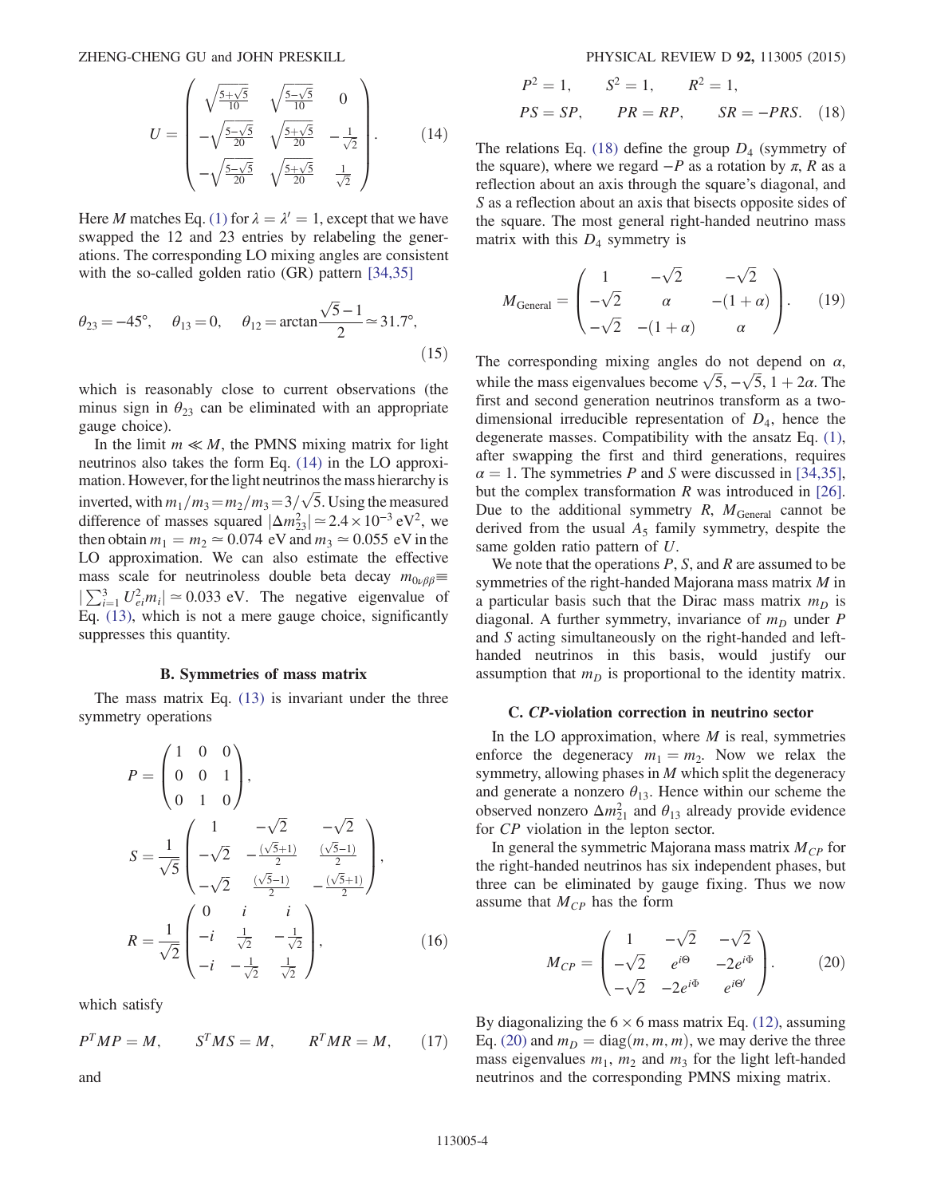$$U = \begin{pmatrix} \sqrt{\frac{5+\sqrt{5}}{10}} & \sqrt{\frac{5-\sqrt{5}}{10}} & 0 \\ -\sqrt{\frac{5-\sqrt{5}}{20}} & \sqrt{\frac{5+\sqrt{5}}{20}} & -\frac{1}{\sqrt{2}} \\ -\sqrt{\frac{5-\sqrt{5}}{20}} & \sqrt{\frac{5+\sqrt{5}}{20}} & \frac{1}{\sqrt{2}} \end{pmatrix}. \tag{14}$$

Here $M$ matches Eq. (1) for $\lambda = \lambda' = 1$, except that we have swapped the 12 and 23 entries by relabeling the generations. The corresponding LO mixing angles are consistent with the so-called golden ratio (GR) pattern [34,35]

$$\theta_{23} = -45°, \quad \theta_{13} = 0, \quad \theta_{12} = \arctan\frac{\sqrt{5}-1}{2} \simeq 31.7°, \tag{15}$$

which is reasonably close to current observations (the minus sign in $\theta_{23}$ can be eliminated with an appropriate gauge choice).

In the limit $m \ll M$, the PMNS mixing matrix for light neutrinos also takes the form Eq. (14) in the LO approximation. However, for the light neutrinos the mass hierarchy is inverted, with $m_1/m_3 = m_2/m_3 = 3/\sqrt{5}$. Using the measured difference of masses squared $|\Delta m^2_{23}| \simeq 2.4 \times 10^{-3}\ \text{eV}^2$, we then obtain $m_1 = m_2 \simeq 0.074$ eV and $m_3 \simeq 0.055$ eV in the LO approximation. We can also estimate the effective mass scale for neutrinoless double beta decay $m_{0\nu\beta\beta} \equiv |\sum_{i=1}^3 U_{ei}^2 m_i| \simeq 0.033$ eV. The negative eigenvalue of Eq. (13), which is not a mere gauge choice, significantly suppresses this quantity.

### B. Symmetries of mass matrix

The mass matrix Eq. (13) is invariant under the three symmetry operations

$$P = \begin{pmatrix} 1 & 0 & 0 \\ 0 & 0 & 1 \\ 0 & 1 & 0 \end{pmatrix},$$

$$S = \frac{1}{\sqrt{5}} \begin{pmatrix} 1 & -\sqrt{2} & -\sqrt{2} \\ -\sqrt{2} & -\frac{(\sqrt{5}+1)}{2} & \frac{(\sqrt{5}-1)}{2} \\ -\sqrt{2} & \frac{(\sqrt{5}-1)}{2} & -\frac{(\sqrt{5}+1)}{2} \end{pmatrix},$$

$$R = \frac{1}{\sqrt{2}} \begin{pmatrix} 0 & i & i \\ -i & \frac{1}{\sqrt{2}} & -\frac{1}{\sqrt{2}} \\ -i & -\frac{1}{\sqrt{2}} & \frac{1}{\sqrt{2}} \end{pmatrix}, \tag{16}$$

which satisfy

$$P^T M P = M, \qquad S^T M S = M, \qquad R^T M R = M, \tag{17}$$

and

$$P^2 = 1, \qquad S^2 = 1, \qquad R^2 = 1,$$
$$PS = SP, \qquad PR = RP, \qquad SR = -PRS. \tag{18}$$

The relations Eq. (18) define the group $D_4$ (symmetry of the square), where we regard $-P$ as a rotation by $\pi$, $R$ as a reflection about an axis through the square's diagonal, and $S$ as a reflection about an axis that bisects opposite sides of the square. The most general right-handed neutrino mass matrix with this $D_4$ symmetry is

$$M_{\text{General}} = \begin{pmatrix} 1 & -\sqrt{2} & -\sqrt{2} \\ -\sqrt{2} & \alpha & -(1+\alpha) \\ -\sqrt{2} & -(1+\alpha) & \alpha \end{pmatrix}. \tag{19}$$

The corresponding mixing angles do not depend on $\alpha$, while the mass eigenvalues become $\sqrt{5}, -\sqrt{5}, 1+2\alpha$. The first and second generation neutrinos transform as a two-dimensional irreducible representation of $D_4$, hence the degenerate masses. Compatibility with the ansatz Eq. (1), after swapping the first and third generations, requires $\alpha = 1$. The symmetries $P$ and $S$ were discussed in [34,35], but the complex transformation $R$ was introduced in [26]. Due to the additional symmetry $R$, $M_{\text{General}}$ cannot be derived from the usual $A_5$ family symmetry, despite the same golden ratio pattern of $U$.

We note that the operations $P$, $S$, and $R$ are assumed to be symmetries of the right-handed Majorana mass matrix $M$ in a particular basis such that the Dirac mass matrix $m_D$ is diagonal. A further symmetry, invariance of $m_D$ under $P$ and $S$ acting simultaneously on the right-handed and left-handed neutrinos in this basis, would justify our assumption that $m_D$ is proportional to the identity matrix.

### C. *CP*-violation correction in neutrino sector

In the LO approximation, where $M$ is real, symmetries enforce the degeneracy $m_1 = m_2$. Now we relax the symmetry, allowing phases in $M$ which split the degeneracy and generate a nonzero $\theta_{13}$. Hence within our scheme the observed nonzero $\Delta m^2_{21}$ and $\theta_{13}$ already provide evidence for *CP* violation in the lepton sector.

In general the symmetric Majorana mass matrix $M_{CP}$ for the right-handed neutrinos has six independent phases, but three can be eliminated by gauge fixing. Thus we now assume that $M_{CP}$ has the form

$$M_{CP} = \begin{pmatrix} 1 & -\sqrt{2} & -\sqrt{2} \\ -\sqrt{2} & e^{i\Theta} & -2e^{i\Phi} \\ -\sqrt{2} & -2e^{i\Phi} & e^{i\Theta'} \end{pmatrix}. \tag{20}$$

By diagonalizing the $6 \times 6$ mass matrix Eq. (12), assuming Eq. (20) and $m_D = \text{diag}(m, m, m)$, we may derive the three mass eigenvalues $m_1$, $m_2$ and $m_3$ for the light left-handed neutrinos and the corresponding PMNS mixing matrix.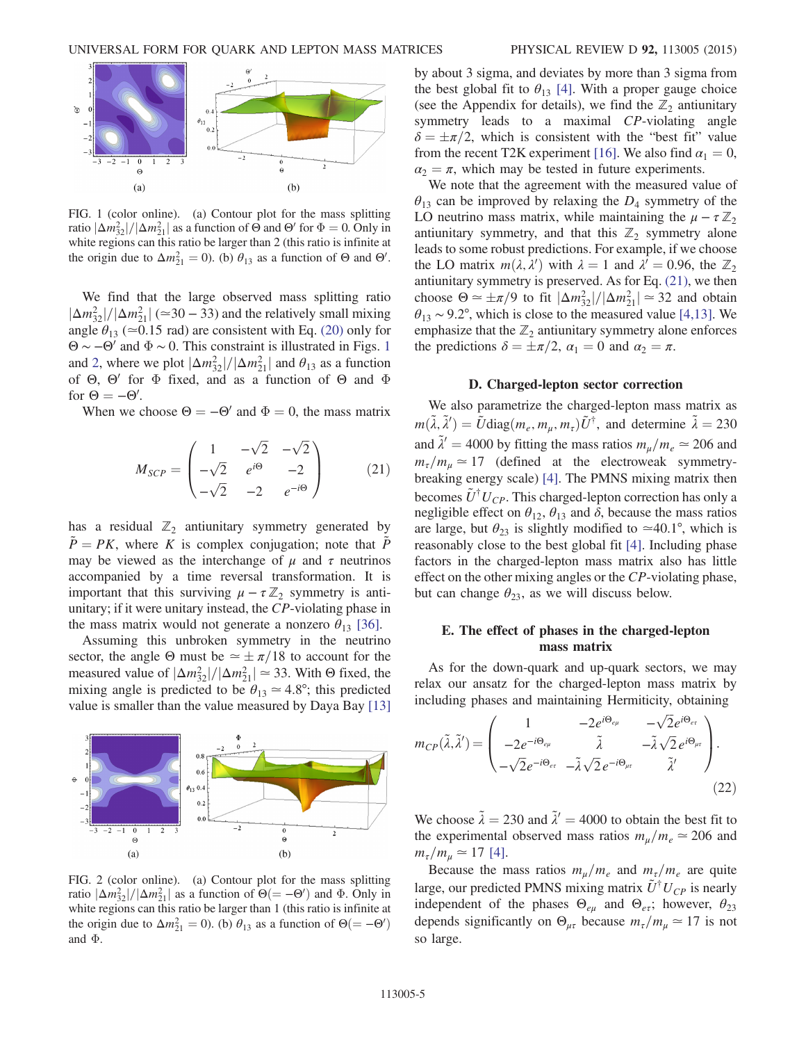FIG. 1 (color online). (a) Contour plot for the mass splitting ratio $|\Delta m^2_{32}|/|\Delta m^2_{21}|$ as a function of $\Theta$ and $\Theta'$ for $\Phi = 0$. Only in white regions can this ratio be larger than 2 (this ratio is infinite at the origin due to $\Delta m^2_{21} = 0$). (b) $\theta_{13}$ as a function of $\Theta$ and $\Theta'$.

We find that the large observed mass splitting ratio $|\Delta m^2_{32}|/|\Delta m^2_{21}|$ ($\simeq 30-33$) and the relatively small mixing angle $\theta_{13}$ ($\simeq 0.15$ rad) are consistent with Eq. (20) only for $\Theta \sim -\Theta'$ and $\Phi \sim 0$. This constraint is illustrated in Figs. 1 and 2, where we plot $|\Delta m^2_{32}|/|\Delta m^2_{21}|$ and $\theta_{13}$ as a function of $\Theta$, $\Theta'$ for $\Phi$ fixed, and as a function of $\Theta$ and $\Phi$ for $\Theta = -\Theta'$.

When we choose $\Theta = -\Theta'$ and $\Phi = 0$, the mass matrix

$$M_{SCP} = \begin{pmatrix} 1 & -\sqrt{2} & -\sqrt{2} \\ -\sqrt{2} & e^{i\Theta} & -2 \\ -\sqrt{2} & -2 & e^{-i\Theta} \end{pmatrix} \tag{21}$$

has a residual $\mathbb{Z}_2$ antiunitary symmetry generated by $\tilde{P} = PK$, where $K$ is complex conjugation; note that $\tilde{P}$ may be viewed as the interchange of $\mu$ and $\tau$ neutrinos accompanied by a time reversal transformation. It is important that this surviving $\mu-\tau\,\mathbb{Z}_2$ symmetry is antiunitary; if it were unitary instead, the $CP$-violating phase in the mass matrix would not generate a nonzero $\theta_{13}$ [36].

Assuming this unbroken symmetry in the neutrino sector, the angle $\Theta$ must be $\simeq \pm\pi/18$ to account for the measured value of $|\Delta m^2_{32}|/|\Delta m^2_{21}| \simeq 33$. With $\Theta$ fixed, the mixing angle is predicted to be $\theta_{13} \simeq 4.8°$; this predicted value is smaller than the value measured by Daya Bay [13] by about 3 sigma, and deviates by more than 3 sigma from the best global fit to $\theta_{13}$ [4]. With a proper gauge choice (see the Appendix for details), we find the $\mathbb{Z}_2$ antiunitary symmetry leads to a maximal $CP$-violating angle $\delta = \pm\pi/2$, which is consistent with the "best fit" value from the recent T2K experiment [16]. We also find $\alpha_1 = 0$, $\alpha_2 = \pi$, which may be tested in future experiments.

FIG. 2 (color online). (a) Contour plot for the mass splitting ratio $|\Delta m^2_{32}|/|\Delta m^2_{21}|$ as a function of $\Theta(=-\Theta')$ and $\Phi$. Only in white regions can this ratio be larger than 1 (this ratio is infinite at the origin due to $\Delta m^2_{21} = 0$). (b) $\theta_{13}$ as a function of $\Theta(=-\Theta')$ and $\Phi$.

We note that the agreement with the measured value of $\theta_{13}$ can be improved by relaxing the $D_4$ symmetry of the LO neutrino mass matrix, while maintaining the $\mu-\tau\,\mathbb{Z}_2$ antiunitary symmetry, and that this $\mathbb{Z}_2$ symmetry alone leads to some robust predictions. For example, if we choose the LO matrix $m(\lambda, \lambda')$ with $\lambda = 1$ and $\lambda' = 0.96$, the $\mathbb{Z}_2$ antiunitary symmetry is preserved. As for Eq. (21), we then choose $\Theta \simeq \pm\pi/9$ to fit $|\Delta m^2_{32}|/|\Delta m^2_{21}| \simeq 32$ and obtain $\theta_{13} \sim 9.2°$, which is close to the measured value [4,13]. We emphasize that the $\mathbb{Z}_2$ antiunitary symmetry alone enforces the predictions $\delta = \pm\pi/2$, $\alpha_1 = 0$ and $\alpha_2 = \pi$.

### D. Charged-lepton sector correction

We also parametrize the charged-lepton mass matrix as $m(\tilde{\lambda}, \tilde{\lambda}') = \tilde{U}\mathrm{diag}(m_e, m_\mu, m_\tau)\tilde{U}^\dagger$, and determine $\tilde{\lambda} = 230$ and $\tilde{\lambda}' = 4000$ by fitting the mass ratios $m_\mu/m_e \simeq 206$ and $m_\tau/m_\mu \simeq 17$ (defined at the electroweak symmetry-breaking energy scale) [4]. The PMNS mixing matrix then becomes $\tilde{U}^\dagger U_{CP}$. This charged-lepton correction has only a negligible effect on $\theta_{12}$, $\theta_{13}$ and $\delta$, because the mass ratios are large, but $\theta_{23}$ is slightly modified to $\simeq 40.1°$, which is reasonably close to the best global fit [4]. Including phase factors in the charged-lepton mass matrix also has little effect on the other mixing angles or the $CP$-violating phase, but can change $\theta_{23}$, as we will discuss below.

### E. The effect of phases in the charged-lepton mass matrix

As for the down-quark and up-quark sectors, we may relax our ansatz for the charged-lepton mass matrix by including phases and maintaining Hermiticity, obtaining

$$m_{CP}(\tilde{\lambda}, \tilde{\lambda}') = \begin{pmatrix} 1 & -2e^{i\Theta_{e\mu}} & -\sqrt{2}e^{i\Theta_{e\tau}} \\ -2e^{-i\Theta_{e\mu}} & \tilde{\lambda} & -\tilde{\lambda}\sqrt{2}e^{i\Theta_{\mu\tau}} \\ -\sqrt{2}e^{-i\Theta_{e\tau}} & -\tilde{\lambda}\sqrt{2}e^{-i\Theta_{\mu\tau}} & \tilde{\lambda}' \end{pmatrix}. \tag{22}$$

We choose $\tilde{\lambda} = 230$ and $\tilde{\lambda}' = 4000$ to obtain the best fit to the experimental observed mass ratios $m_\mu/m_e \simeq 206$ and $m_\tau/m_\mu \simeq 17$ [4].

Because the mass ratios $m_\mu/m_e$ and $m_\tau/m_e$ are quite large, our predicted PMNS mixing matrix $\tilde{U}^\dagger U_{CP}$ is nearly independent of the phases $\Theta_{e\mu}$ and $\Theta_{e\tau}$; however, $\theta_{23}$ depends significantly on $\Theta_{\mu\tau}$ because $m_\tau/m_\mu \simeq 17$ is not so large.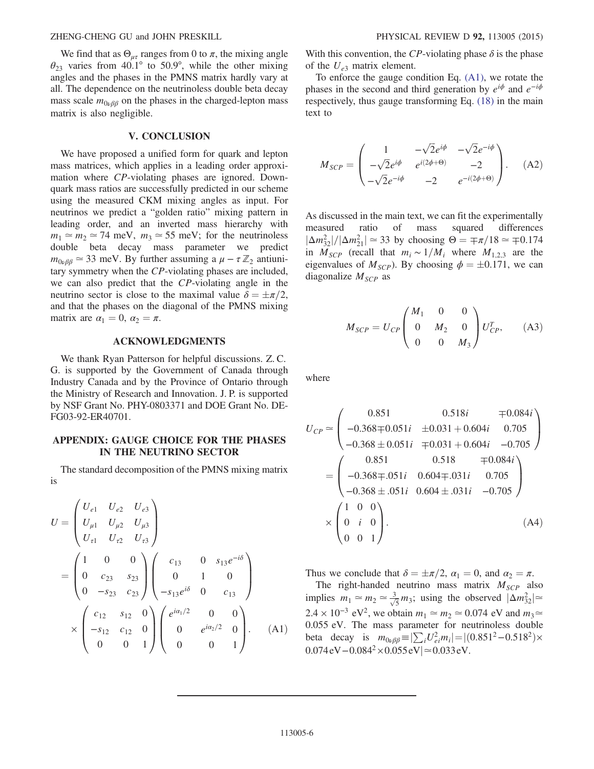We find that as $\Theta_{\mu\tau}$ ranges from 0 to $\pi$, the mixing angle $\theta_{23}$ varies from 40.1° to 50.9°, while the other mixing angles and the phases in the PMNS matrix hardly vary at all. The dependence on the neutrinoless double beta decay mass scale $m_{0\nu\beta\beta}$ on the phases in the charged-lepton mass matrix is also negligible.

## V. CONCLUSION

We have proposed a unified form for quark and lepton mass matrices, which applies in a leading order approximation where $CP$-violating phases are ignored. Down-quark mass ratios are successfully predicted in our scheme using the measured CKM mixing angles as input. For neutrinos we predict a "golden ratio" mixing pattern in leading order, and an inverted mass hierarchy with $m_1 \simeq m_2 \simeq 74$ meV, $m_3 \simeq 55$ meV; for the neutrinoless double beta decay mass parameter we predict $m_{0\nu\beta\beta} \simeq 33$ meV. By further assuming a $\mu - \tau\, \mathbb{Z}_2$ antiunitary symmetry when the $CP$-violating phases are included, we can also predict that the $CP$-violating angle in the neutrino sector is close to the maximal value $\delta = \pm\pi/2$, and that the phases on the diagonal of the PMNS mixing matrix are $\alpha_1 = 0$, $\alpha_2 = \pi$.

## ACKNOWLEDGMENTS

We thank Ryan Patterson for helpful discussions. Z. C. G. is supported by the Government of Canada through Industry Canada and by the Province of Ontario through the Ministry of Research and Innovation. J. P. is supported by NSF Grant No. PHY-0803371 and DOE Grant No. DE-FG03-92-ER40701.

## APPENDIX: GAUGE CHOICE FOR THE PHASES IN THE NEUTRINO SECTOR

The standard decomposition of the PMNS mixing matrix is

$$U = \begin{pmatrix} U_{e1} & U_{e2} & U_{e3} \\ U_{\mu 1} & U_{\mu 2} & U_{\mu 3} \\ U_{\tau 1} & U_{\tau 2} & U_{\tau 3} \end{pmatrix} = \begin{pmatrix} 1 & 0 & 0 \\ 0 & c_{23} & s_{23} \\ 0 & -s_{23} & c_{23} \end{pmatrix} \begin{pmatrix} c_{13} & 0 & s_{13}e^{-i\delta} \\ 0 & 1 & 0 \\ -s_{13}e^{i\delta} & 0 & c_{13} \end{pmatrix} \times \begin{pmatrix} c_{12} & s_{12} & 0 \\ -s_{12} & c_{12} & 0 \\ 0 & 0 & 1 \end{pmatrix} \begin{pmatrix} e^{i\alpha_1/2} & 0 & 0 \\ 0 & e^{i\alpha_2/2} & 0 \\ 0 & 0 & 1 \end{pmatrix}. \quad \text{(A1)}$$

With this convention, the $CP$-violating phase $\delta$ is the phase of the $U_{e3}$ matrix element.

To enforce the gauge condition Eq. (A1), we rotate the phases in the second and third generation by $e^{i\phi}$ and $e^{-i\phi}$ respectively, thus gauge transforming Eq. (18) in the main text to

$$M_{SCP} = \begin{pmatrix} 1 & -\sqrt{2}e^{i\phi} & -\sqrt{2}e^{-i\phi} \\ -\sqrt{2}e^{i\phi} & e^{i(2\phi+\Theta)} & -2 \\ -\sqrt{2}e^{-i\phi} & -2 & e^{-i(2\phi+\Theta)} \end{pmatrix}. \quad \text{(A2)}$$

As discussed in the main text, we can fit the experimentally measured ratio of mass squared differences $|\Delta m^2_{32}|/|\Delta m^2_{21}| \simeq 33$ by choosing $\Theta = \mp\pi/18 \simeq \mp 0.174$ in $M_{SCP}$ (recall that $m_i \sim 1/M_i$ where $M_{1,2,3}$ are the eigenvalues of $M_{SCP}$). By choosing $\phi = \pm 0.171$, we can diagonalize $M_{SCP}$ as

$$M_{SCP} = U_{CP} \begin{pmatrix} M_1 & 0 & 0 \\ 0 & M_2 & 0 \\ 0 & 0 & M_3 \end{pmatrix} U^T_{CP}, \quad \text{(A3)}$$

where

$$U_{CP} \simeq \begin{pmatrix} 0.851 & 0.518i & \mp 0.084i \\ -0.368 \mp 0.051i & \pm 0.031 + 0.604i & 0.705 \\ -0.368 \pm 0.051i & \mp 0.031 + 0.604i & -0.705 \end{pmatrix} = \begin{pmatrix} 0.851 & 0.518 & \mp 0.084i \\ -0.368 \mp .051i & 0.604 \mp .031i & 0.705 \\ -0.368 \pm .051i & 0.604 \pm .031i & -0.705 \end{pmatrix} \times \begin{pmatrix} 1 & 0 & 0 \\ 0 & i & 0 \\ 0 & 0 & 1 \end{pmatrix}. \quad \text{(A4)}$$

Thus we conclude that $\delta = \pm\pi/2$, $\alpha_1 = 0$, and $\alpha_2 = \pi$.

The right-handed neutrino mass matrix $M_{SCP}$ also implies $m_1 \simeq m_2 \simeq \frac{3}{\sqrt{5}} m_3$; using the observed $|\Delta m^2_{32}| \simeq 2.4 \times 10^{-3}\ \text{eV}^2$, we obtain $m_1 \simeq m_2 \simeq 0.074$ eV and $m_3 \simeq 0.055$ eV. The mass parameter for neutrinoless double beta decay is $m_{0\nu\beta\beta} \equiv |\sum_i U^2_{ei} m_i| = |(0.851^2 - 0.518^2) \times 0.074\,\text{eV} - 0.084^2 \times 0.055\,\text{eV}| \simeq 0.033\,\text{eV}$.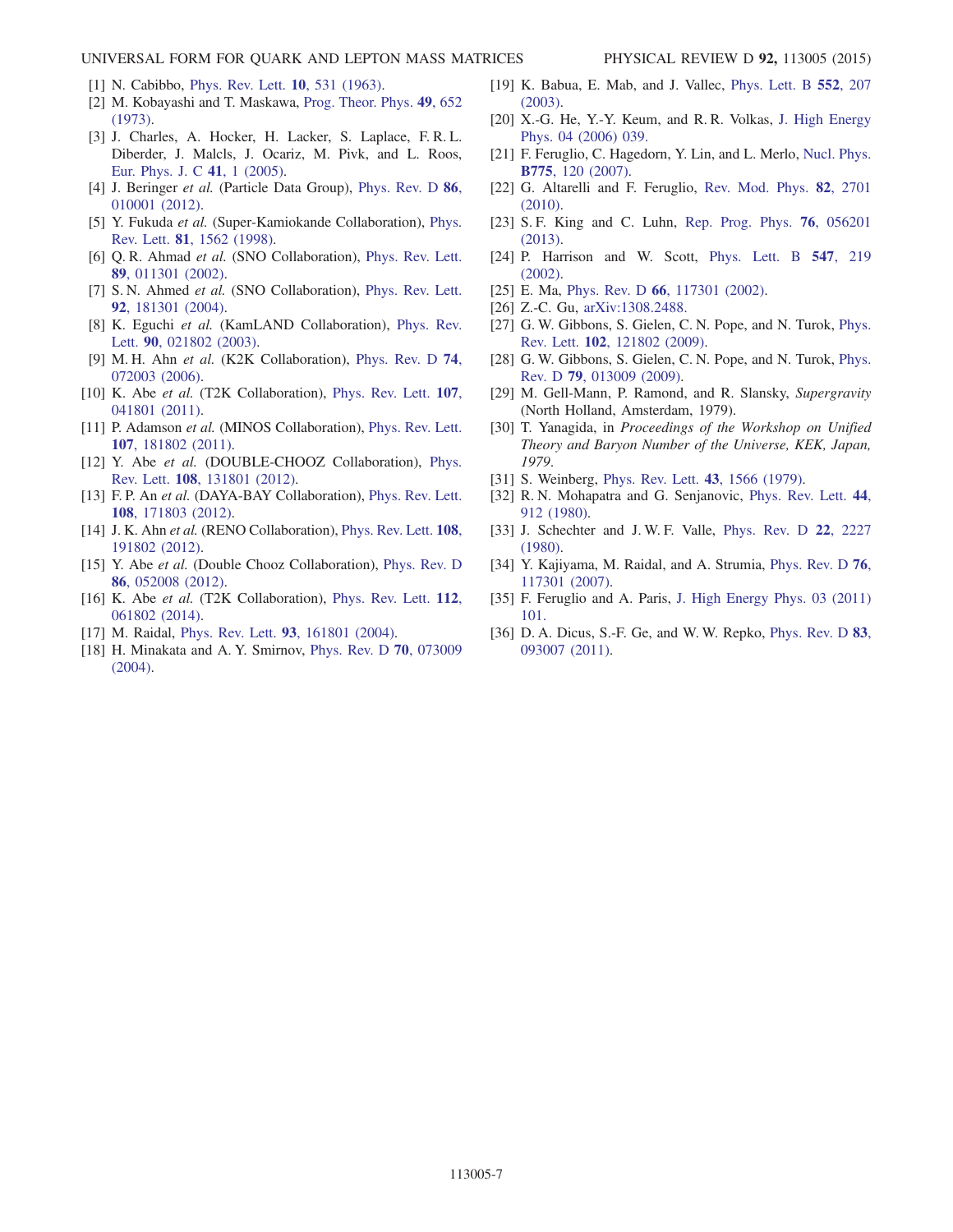[1] N. Cabibbo, Phys. Rev. Lett. **10**, 531 (1963).

[2] M. Kobayashi and T. Maskawa, Prog. Theor. Phys. **49**, 652 (1973).

[3] J. Charles, A. Hocker, H. Lacker, S. Laplace, F. R. L. Diberder, J. Malcls, J. Ocariz, M. Pivk, and L. Roos, Eur. Phys. J. C **41**, 1 (2005).

[4] J. Beringer *et al.* (Particle Data Group), Phys. Rev. D **86**, 010001 (2012).

[5] Y. Fukuda *et al.* (Super-Kamiokande Collaboration), Phys. Rev. Lett. **81**, 1562 (1998).

[6] Q. R. Ahmad *et al.* (SNO Collaboration), Phys. Rev. Lett. **89**, 011301 (2002).

[7] S. N. Ahmed *et al.* (SNO Collaboration), Phys. Rev. Lett. **92**, 181301 (2004).

[8] K. Eguchi *et al.* (KamLAND Collaboration), Phys. Rev. Lett. **90**, 021802 (2003).

[9] M. H. Ahn *et al.* (K2K Collaboration), Phys. Rev. D **74**, 072003 (2006).

[10] K. Abe *et al.* (T2K Collaboration), Phys. Rev. Lett. **107**, 041801 (2011).

[11] P. Adamson *et al.* (MINOS Collaboration), Phys. Rev. Lett. **107**, 181802 (2011).

[12] Y. Abe *et al.* (DOUBLE-CHOOZ Collaboration), Phys. Rev. Lett. **108**, 131801 (2012).

[13] F. P. An *et al.* (DAYA-BAY Collaboration), Phys. Rev. Lett. **108**, 171803 (2012).

[14] J. K. Ahn *et al.* (RENO Collaboration), Phys. Rev. Lett. **108**, 191802 (2012).

[15] Y. Abe *et al.* (Double Chooz Collaboration), Phys. Rev. D **86**, 052008 (2012).

[16] K. Abe *et al.* (T2K Collaboration), Phys. Rev. Lett. **112**, 061802 (2014).

[17] M. Raidal, Phys. Rev. Lett. **93**, 161801 (2004).

[18] H. Minakata and A. Y. Smirnov, Phys. Rev. D **70**, 073009 (2004).

[19] K. Babua, E. Mab, and J. Vallec, Phys. Lett. B **552**, 207 (2003).

[20] X.-G. He, Y.-Y. Keum, and R. R. Volkas, J. High Energy Phys. 04 (2006) 039.

[21] F. Feruglio, C. Hagedorn, Y. Lin, and L. Merlo, Nucl. Phys. **B775**, 120 (2007).

[22] G. Altarelli and F. Feruglio, Rev. Mod. Phys. **82**, 2701 (2010).

[23] S. F. King and C. Luhn, Rep. Prog. Phys. **76**, 056201 (2013).

[24] P. Harrison and W. Scott, Phys. Lett. B **547**, 219 (2002).

[25] E. Ma, Phys. Rev. D **66**, 117301 (2002).

[26] Z.-C. Gu, arXiv:1308.2488.

[27] G. W. Gibbons, S. Gielen, C. N. Pope, and N. Turok, Phys. Rev. Lett. **102**, 121802 (2009).

[28] G. W. Gibbons, S. Gielen, C. N. Pope, and N. Turok, Phys. Rev. D **79**, 013009 (2009).

[29] M. Gell-Mann, P. Ramond, and R. Slansky, *Supergravity* (North Holland, Amsterdam, 1979).

[30] T. Yanagida, in *Proceedings of the Workshop on Unified Theory and Baryon Number of the Universe, KEK, Japan, 1979*.

[31] S. Weinberg, Phys. Rev. Lett. **43**, 1566 (1979).

[32] R. N. Mohapatra and G. Senjanovic, Phys. Rev. Lett. **44**, 912 (1980).

[33] J. Schechter and J. W. F. Valle, Phys. Rev. D **22**, 2227 (1980).

[34] Y. Kajiyama, M. Raidal, and A. Strumia, Phys. Rev. D **76**, 117301 (2007).

[35] F. Feruglio and A. Paris, J. High Energy Phys. 03 (2011) 101.

[36] D. A. Dicus, S.-F. Ge, and W. W. Repko, Phys. Rev. D **83**, 093007 (2011).